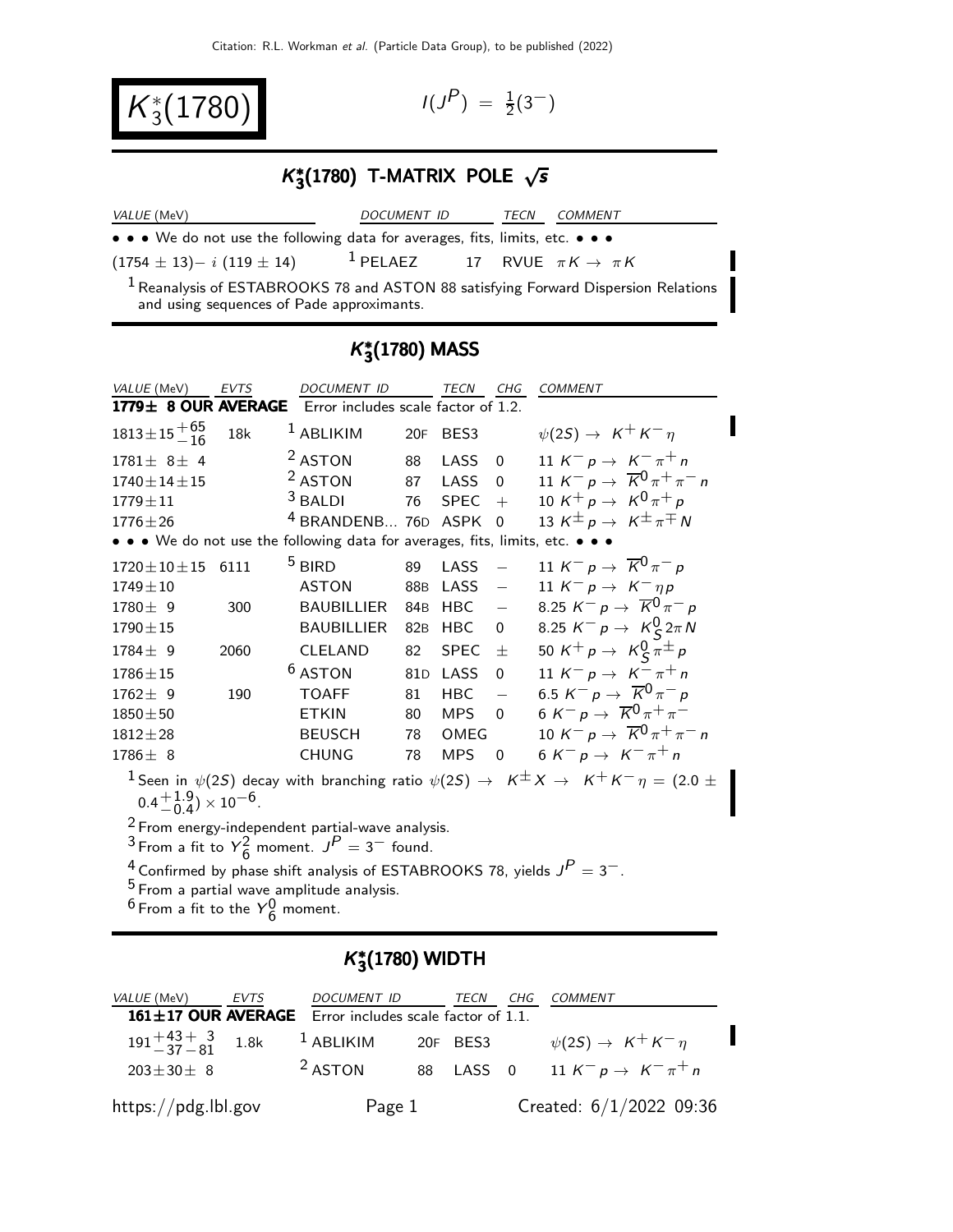# $K_3^*(1780)$

$I(J^P) = \frac{1}{2}(3^-)$

## $K_3^*(1780)$ T-MATRIX POLE $\sqrt{s}$

| VALUE (MeV) | DOCUMENT ID | | TECN | COMMENT |
|---|---|---|---|---|
| • • • We do not use the following data for averages, fits, limits, etc. • • • | | | | |
| $(1754 \pm 13) - i\ (119 \pm 14)$ | [1] PELAEZ | 17 | RVUE | $\pi K \to \pi K$ |

[1] Reanalysis of ESTABROOKS 78 and ASTON 88 satisfying Forward Dispersion Relations and using sequences of Pade approximants.

## $K_3^*(1780)$ MASS

| VALUE (MeV) | EVTS | DOCUMENT ID | | TECN | CHG | COMMENT |
|---|---|---|---|---|---|---|
| **1779± 8 OUR AVERAGE** | | Error includes scale factor of 1.2. | | | | |
| $1813 \pm 15^{+65}_{-16}$ | 18k | [1] ABLIKIM | 20F | BES3 | | $\psi(2S) \to K^+ K^- \eta$ |
| $1781 \pm 8 \pm 4$ | | [2] ASTON | 88 | LASS | 0 | $11\ K^- p \to K^- \pi^+ n$ |
| $1740 \pm 14 \pm 15$ | | [2] ASTON | 87 | LASS | 0 | $11\ K^- p \to \overline{K}^0 \pi^+ \pi^- n$ |
| $1779 \pm 11$ | | [3] BALDI | 76 | SPEC | + | $10\ K^+ p \to K^0 \pi^+ p$ |
| $1776 \pm 26$ | | [4] BRANDENB... | 76D | ASPK | 0 | $13\ K^\pm p \to K^\pm \pi^\mp N$ |
| • • • We do not use the following data for averages, fits, limits, etc. • • • | | | | | | |
| $1720 \pm 10 \pm 15$ | 6111 | [5] BIRD | 89 | LASS | − | $11\ K^- p \to \overline{K}^0 \pi^- p$ |
| $1749 \pm 10$ | | ASTON | 88B | LASS | − | $11\ K^- p \to K^- \eta p$ |
| $1780 \pm 9$ | 300 | BAUBILLIER | 84B | HBC | − | $8.25\ K^- p \to \overline{K}^0 \pi^- p$ |
| $1790 \pm 15$ | | BAUBILLIER | 82B | HBC | 0 | $8.25\ K^- p \to K_S^0 2\pi N$ |
| $1784 \pm 9$ | 2060 | CLELAND | 82 | SPEC | ± | $50\ K^+ p \to K_S^0 \pi^\pm p$ |
| $1786 \pm 15$ | | [6] ASTON | 81D | LASS | 0 | $11\ K^- p \to K^- \pi^+ n$ |
| $1762 \pm 9$ | 190 | TOAFF | 81 | HBC | − | $6.5\ K^- p \to \overline{K}^0 \pi^- p$ |
| $1850 \pm 50$ | | ETKIN | 80 | MPS | 0 | $6\ K^- p \to \overline{K}^0 \pi^+ \pi^-$ |
| $1812 \pm 28$ | | BEUSCH | 78 | OMEG | | $10\ K^- p \to \overline{K}^0 \pi^+ \pi^- n$ |
| $1786 \pm 8$ | | CHUNG | 78 | MPS | 0 | $6\ K^- p \to K^- \pi^+ n$ |

[1] Seen in $\psi(2S)$ decay with branching ratio $\psi(2S) \to K^\pm X \to K^+ K^- \eta = (2.0 \pm 0.4^{+1.9}_{-0.4}) \times 10^{-6}$.

[2] From energy-independent partial-wave analysis.

[3] From a fit to $Y_6^2$ moment. $J^P = 3^-$ found.

[4] Confirmed by phase shift analysis of ESTABROOKS 78, yields $J^P = 3^-$.

[5] From a partial wave amplitude analysis.

[6] From a fit to the $Y_6^0$ moment.

## $K_3^*(1780)$ WIDTH

| VALUE (MeV) | EVTS | DOCUMENT ID | | TECN | CHG | COMMENT |
|---|---|---|---|---|---|---|
| **161±17 OUR AVERAGE** | | Error includes scale factor of 1.1. | | | | |
| $191^{+43}_{-37}{}^{+3}_{-81}$ | 1.8k | [1] ABLIKIM | 20F | BES3 | | $\psi(2S) \to K^+ K^- \eta$ |
| $203 \pm 30 \pm 8$ | | [2] ASTON | 88 | LASS | 0 | $11\ K^- p \to K^- \pi^+ n$ |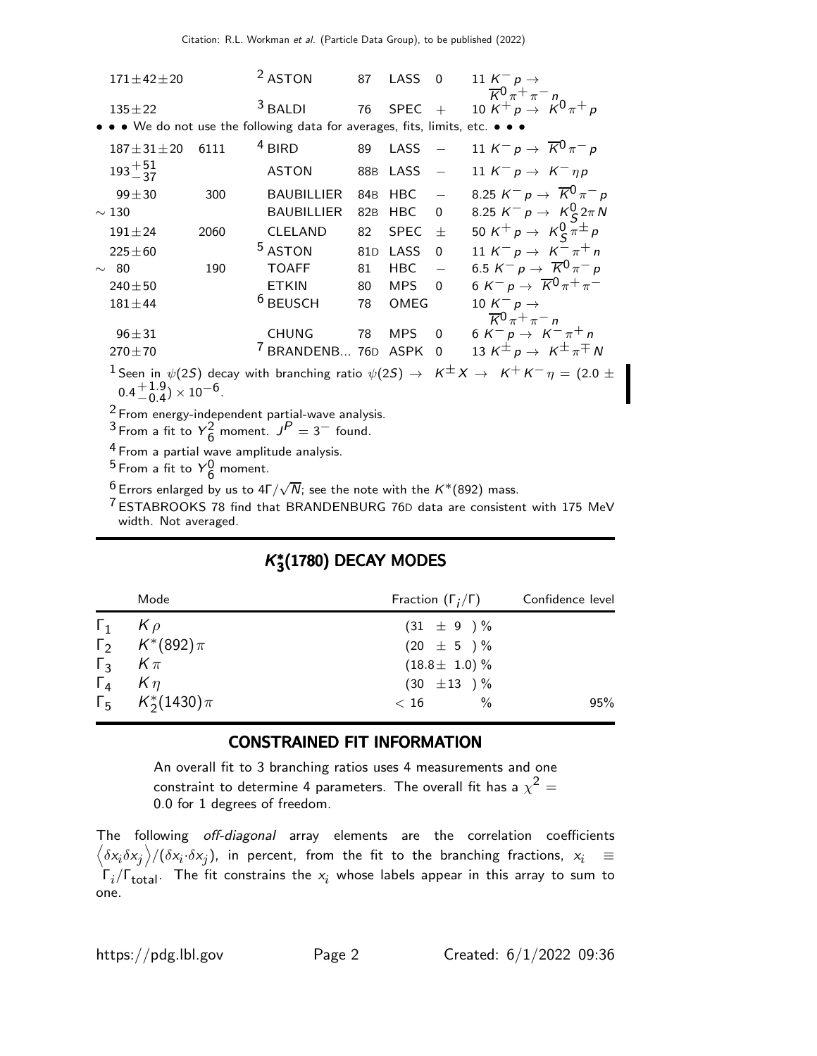| VALUE (MeV) | EVTS | DOCUMENT ID | | TECN | CHG | COMMENT |
|---|---|---|---|---|---|---|
| $171\pm42\pm20$ | | ASTON[2] | 87 | LASS | 0 | $11\ K^- p \to \overline{K}^0 \pi^+ \pi^- n$ |
| $135\pm22$ | | BALDI[3] | 76 | SPEC | + | $10\ K^+ p \to K^0 \pi^+ p$ |

• • • We do not use the following data for averages, fits, limits, etc. • • •

| VALUE (MeV) | EVTS | DOCUMENT ID | | TECN | CHG | COMMENT |
|---|---|---|---|---|---|---|
| $187\pm31\pm20$ | 6111 | BIRD[4] | 89 | LASS | $-$ | $11\ K^- p \to \overline{K}^0 \pi^- p$ |
| $193^{+51}_{-37}$ | | ASTON | 88B | LASS | $-$ | $11\ K^- p \to K^- \eta p$ |
| $99\pm30$ | 300 | BAUBILLIER | 84B | HBC | $-$ | $8.25\ K^- p \to \overline{K}^0 \pi^- p$ |
| $\sim 130$ | | BAUBILLIER | 82B | HBC | 0 | $8.25\ K^- p \to K^0_S 2\pi N$ |
| $191\pm24$ | 2060 | CLELAND | 82 | SPEC | $\pm$ | $50\ K^+ p \to K^0_S \pi^\pm p$ |
| $225\pm60$ | | ASTON[5] | 81D | LASS | 0 | $11\ K^- p \to K^- \pi^+ n$ |
| $\sim 80$ | 190 | TOAFF | 81 | HBC | $-$ | $6.5\ K^- p \to \overline{K}^0 \pi^- p$ |
| $240\pm50$ | | ETKIN | 80 | MPS | 0 | $6\ K^- p \to \overline{K}^0 \pi^+ \pi^-$ |
| $181\pm44$ | | BEUSCH[6] | 78 | OMEG | | $10\ K^- p \to \overline{K}^0 \pi^+ \pi^- n$ |
| $96\pm31$ | | CHUNG | 78 | MPS | 0 | $6\ K^- p \to K^- \pi^+ n$ |
| $270\pm70$ | | BRANDENB...[7] | 76D | ASPK | 0 | $13\ K^\pm p \to K^\pm \pi^\mp N$ |

[1] Seen in $\psi(2S)$ decay with branching ratio $\psi(2S) \to K^\pm X \to K^+ K^- \eta = (2.0 \pm 0.4^{+1.9}_{-0.4}) \times 10^{-6}$.

[2] From energy-independent partial-wave analysis.

[3] From a fit to $Y^2_6$ moment. $J^P = 3^-$ found.

[4] From a partial wave amplitude analysis.

[5] From a fit to $Y^0_6$ moment.

[6] Errors enlarged by us to $4\Gamma/\sqrt{N}$; see the note with the $K^*(892)$ mass.

[7] ESTABROOKS 78 find that BRANDENBURG 76D data are consistent with 175 MeV width. Not averaged.

## $K^*_3(1780)$ DECAY MODES

| | Mode | Fraction ($\Gamma_i/\Gamma$) | Confidence level |
|---|---|---|---|
| $\Gamma_1$ | $K\rho$ | $(31 \pm 9)$ % | |
| $\Gamma_2$ | $K^*(892)\pi$ | $(20 \pm 5)$ % | |
| $\Gamma_3$ | $K\pi$ | $(18.8\pm 1.0)$ % | |
| $\Gamma_4$ | $K\eta$ | $(30 \pm 13)$ % | |
| $\Gamma_5$ | $K^*_2(1430)\pi$ | $< 16$ % | 95% |

## CONSTRAINED FIT INFORMATION

An overall fit to 3 branching ratios uses 4 measurements and one constraint to determine 4 parameters. The overall fit has a $\chi^2 = 0.0$ for 1 degrees of freedom.

The following *off-diagonal* array elements are the correlation coefficients $\left\langle \delta x_i \delta x_j \right\rangle / (\delta x_i \cdot \delta x_j)$, in percent, from the fit to the branching fractions, $x_i \equiv \Gamma_i/\Gamma_{\text{total}}$. The fit constrains the $x_i$ whose labels appear in this array to sum to one.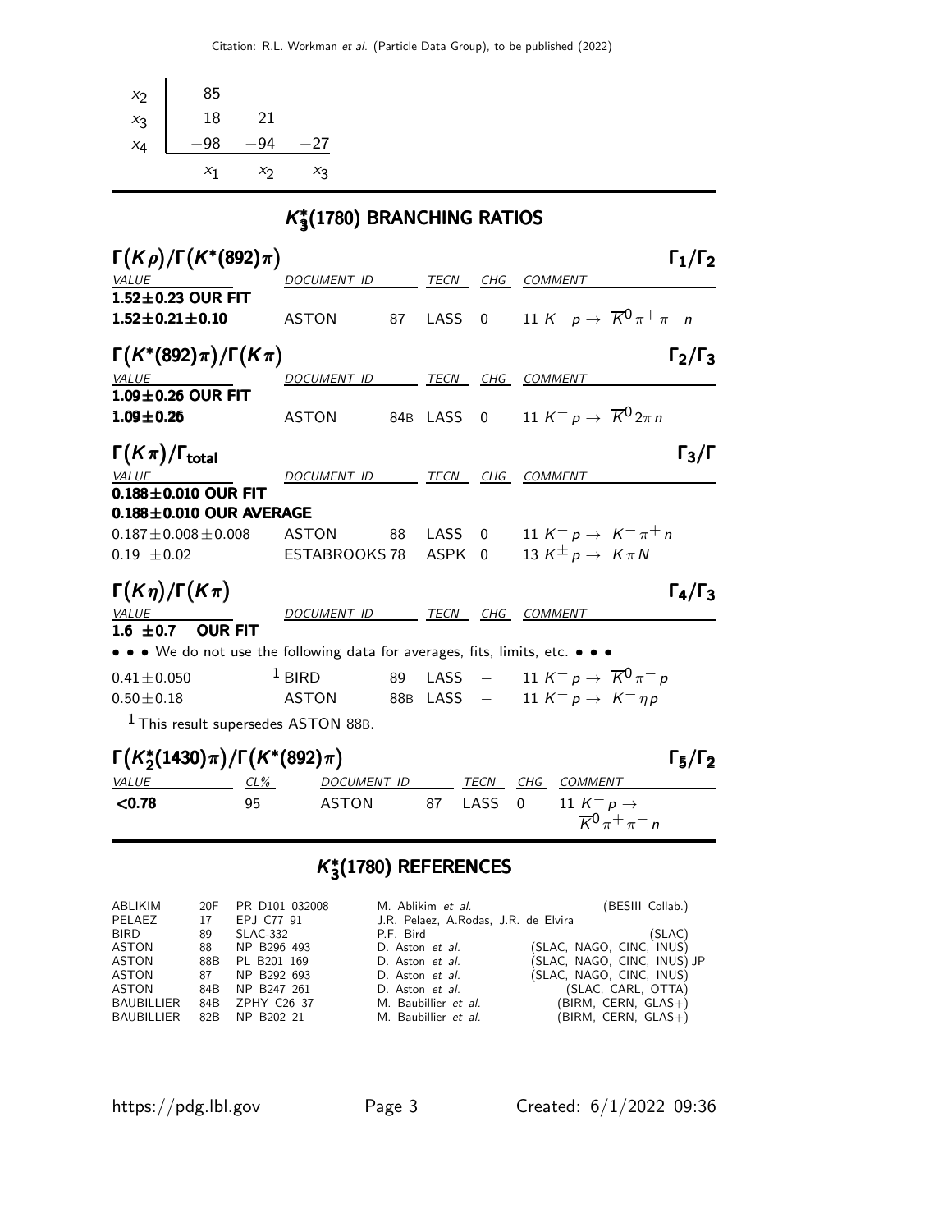| | | | |
|---|---|---|---|
| $x_2$ | 85 | | |
| $x_3$ | 18 | 21 | |
| $x_4$ | −98 | −94 | −27 |
| | $x_1$ | $x_2$ | $x_3$ |

## $K_3^*(1780)$ BRANCHING RATIOS

### $\Gamma(K\rho)/\Gamma(K^*(892)\pi)$ — $\Gamma_1/\Gamma_2$

| VALUE | DOCUMENT ID | | TECN | CHG | COMMENT |
|---|---|---|---|---|---|
| **1.52±0.23 OUR FIT** | | | | | |
| **1.52±0.21±0.10** | ASTON | 87 | LASS | 0 | 11 $K^- p \to \overline{K}^0 \pi^+ \pi^- n$ |

### $\Gamma(K^*(892)\pi)/\Gamma(K\pi)$ — $\Gamma_2/\Gamma_3$

| VALUE | DOCUMENT ID | | TECN | CHG | COMMENT |
|---|---|---|---|---|---|
| **1.09±0.26 OUR FIT** | | | | | |
| **1.09±0.26** | ASTON | 84B | LASS | 0 | 11 $K^- p \to \overline{K}^0 2\pi n$ |

### $\Gamma(K\pi)/\Gamma_{total}$ — $\Gamma_3/\Gamma$

| VALUE | DOCUMENT ID | | TECN | CHG | COMMENT |
|---|---|---|---|---|---|
| **0.188±0.010 OUR FIT** | | | | | |
| **0.188±0.010 OUR AVERAGE** | | | | | |
| 0.187±0.008±0.008 | ASTON | 88 | LASS | 0 | 11 $K^- p \to K^- \pi^+ n$ |
| 0.19 ±0.02 | ESTABROOKS | 78 | ASPK | 0 | 13 $K^\pm p \to K \pi N$ |

### $\Gamma(K\eta)/\Gamma(K\pi)$ — $\Gamma_4/\Gamma_3$

| VALUE | DOCUMENT ID | | TECN | CHG | COMMENT |
|---|---|---|---|---|---|
| **1.6 ±0.7 OUR FIT** | | | | | |
| • • • We do not use the following data for averages, fits, limits, etc. • • • | | | | | |
| 0.41±0.050 | BIRD [1] | 89 | LASS | − | 11 $K^- p \to \overline{K}^0 \pi^- p$ |
| 0.50±0.18 | ASTON | 88B | LASS | − | 11 $K^- p \to K^- \eta p$ |

[1] This result supersedes ASTON 88B.

### $\Gamma(K_2^*(1430)\pi)/\Gamma(K^*(892)\pi)$ — $\Gamma_5/\Gamma_2$

| VALUE | CL% | DOCUMENT ID | | TECN | CHG | COMMENT |
|---|---|---|---|---|---|---|
| **<0.78** | 95 | ASTON | 87 | LASS | 0 | 11 $K^- p \to \overline{K}^0 \pi^+ \pi^- n$ |

## $K_3^*(1780)$ REFERENCES

| | | | | |
|---|---|---|---|---|
| ABLIKIM | 20F | PR D101 032008 | M. Ablikim *et al.* | (BESIII Collab.) |
| PELAEZ | 17 | EPJ C77 91 | J.R. Pelaez, A.Rodas, J.R. de Elvira | |
| BIRD | 89 | SLAC-332 | P.F. Bird | (SLAC) |
| ASTON | 88 | NP B296 493 | D. Aston *et al.* | (SLAC, NAGO, CINC, INUS) |
| ASTON | 88B | PL B201 169 | D. Aston *et al.* | (SLAC, NAGO, CINC, INUS) JP |
| ASTON | 87 | NP B292 693 | D. Aston *et al.* | (SLAC, NAGO, CINC, INUS) |
| ASTON | 84B | NP B247 261 | D. Aston *et al.* | (SLAC, CARL, OTTA) |
| BAUBILLIER | 84B | ZPHY C26 37 | M. Baubillier *et al.* | (BIRM, CERN, GLAS+) |
| BAUBILLIER | 82B | NP B202 21 | M. Baubillier *et al.* | (BIRM, CERN, GLAS+) |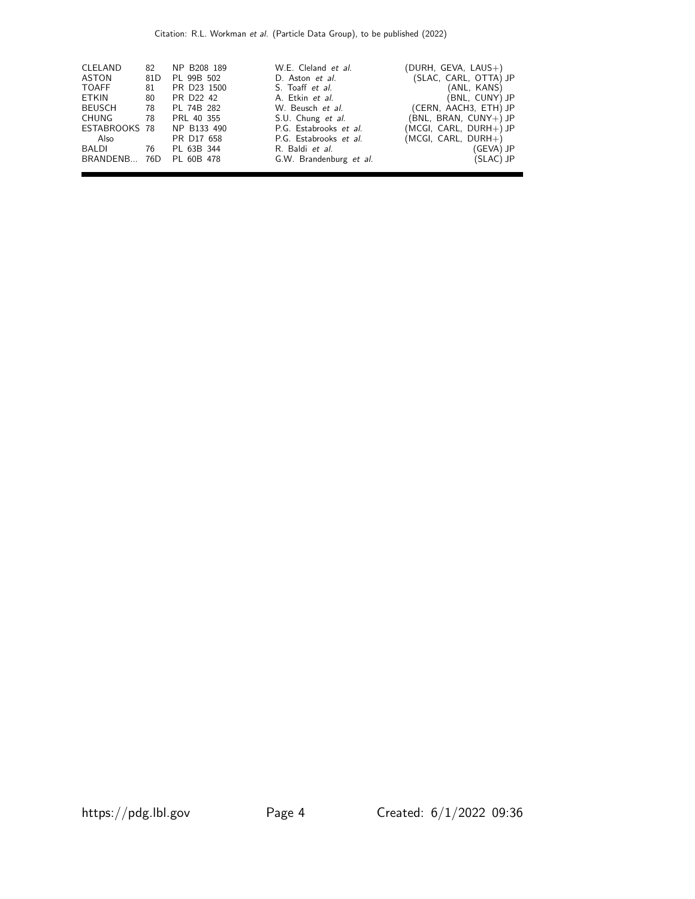| | | | | |
|---|---|---|---|---|
| CLELAND | 82 | NP B208 189 | W.E. Cleland *et al.* | (DURH, GEVA, LAUS+) |
| ASTON | 81D | PL 99B 502 | D. Aston *et al.* | (SLAC, CARL, OTTA) JP |
| TOAFF | 81 | PR D23 1500 | S. Toaff *et al.* | (ANL, KANS) |
| ETKIN | 80 | PR D22 42 | A. Etkin *et al.* | (BNL, CUNY) JP |
| BEUSCH | 78 | PL 74B 282 | W. Beusch *et al.* | (CERN, AACH3, ETH) JP |
| CHUNG | 78 | PRL 40 355 | S.U. Chung *et al.* | (BNL, BRAN, CUNY+) JP |
| ESTABROOKS | 78 | NP B133 490 | P.G. Estabrooks *et al.* | (MCGI, CARL, DURH+) JP |
| Also | | PR D17 658 | P.G. Estabrooks *et al.* | (MCGI, CARL, DURH+) |
| BALDI | 76 | PL 63B 344 | R. Baldi *et al.* | (GEVA) JP |
| BRANDENB... | 76D | PL 60B 478 | G.W. Brandenburg *et al.* | (SLAC) JP |